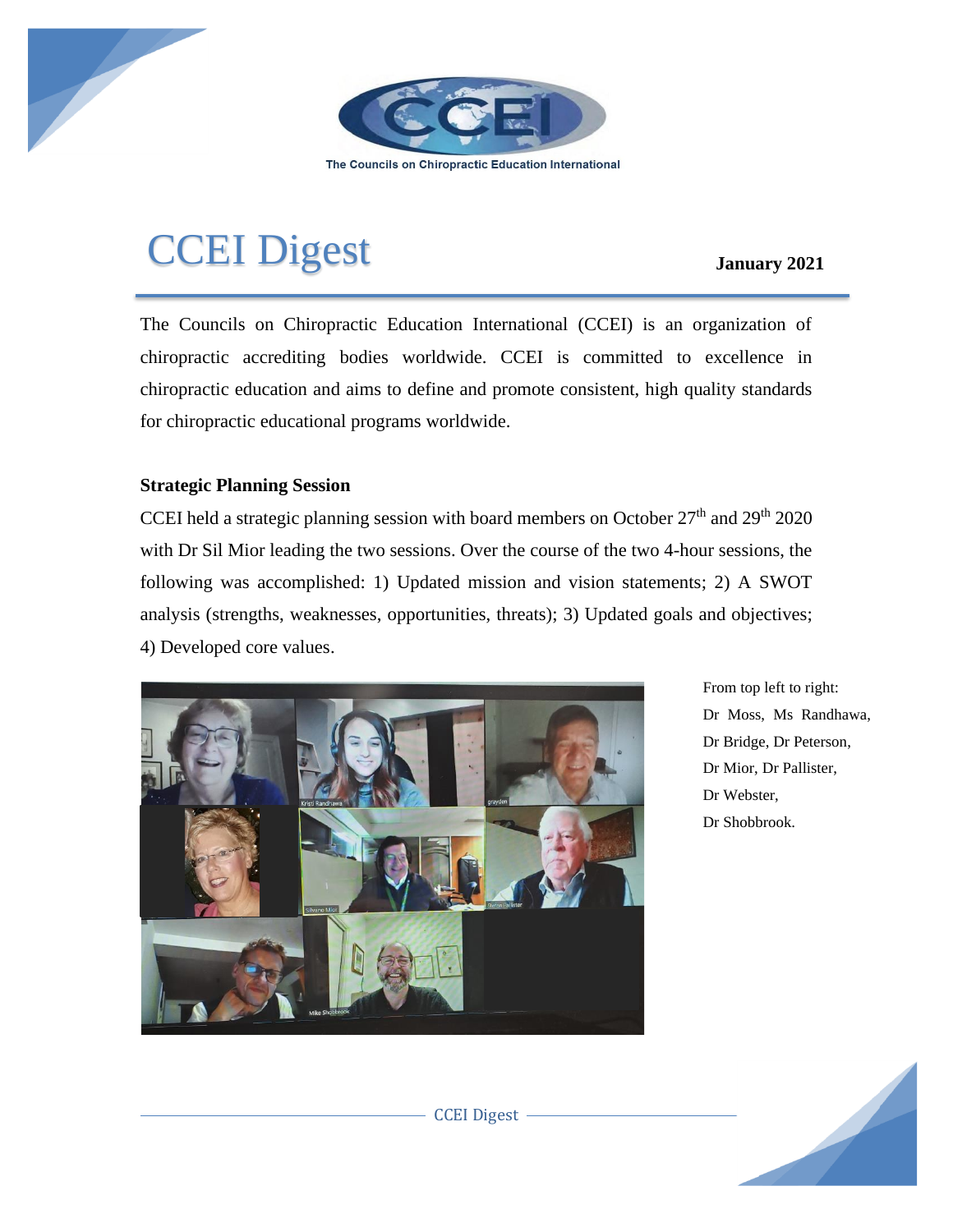The Councils on Chiropractic Education International

# CCEI Digest

**January 2021**

The Councils on Chiropractic Education International (CCEI) is an organization of chiropractic accrediting bodies worldwide. CCEI is committed to excellence in chiropractic education and aims to define and promote consistent, high quality standards for chiropractic educational programs worldwide.

### Strategic Planning Session

CCEI held a strategic planning session with board members on October 27th and 29th 2020 with Dr Sil Mior leading the two sessions. Over the course of the two 4-hour sessions, the following was accomplished: 1) Updated mission and vision statements; 2) A SWOT analysis (strengths, weaknesses, opportunities, threats); 3) Updated goals and objectives; 4) Developed core values.

From top left to right: Dr Moss, Ms Randhawa, Dr Bridge, Dr Peterson, Dr Mior, Dr Pallister, Dr Webster, Dr Shobbrook.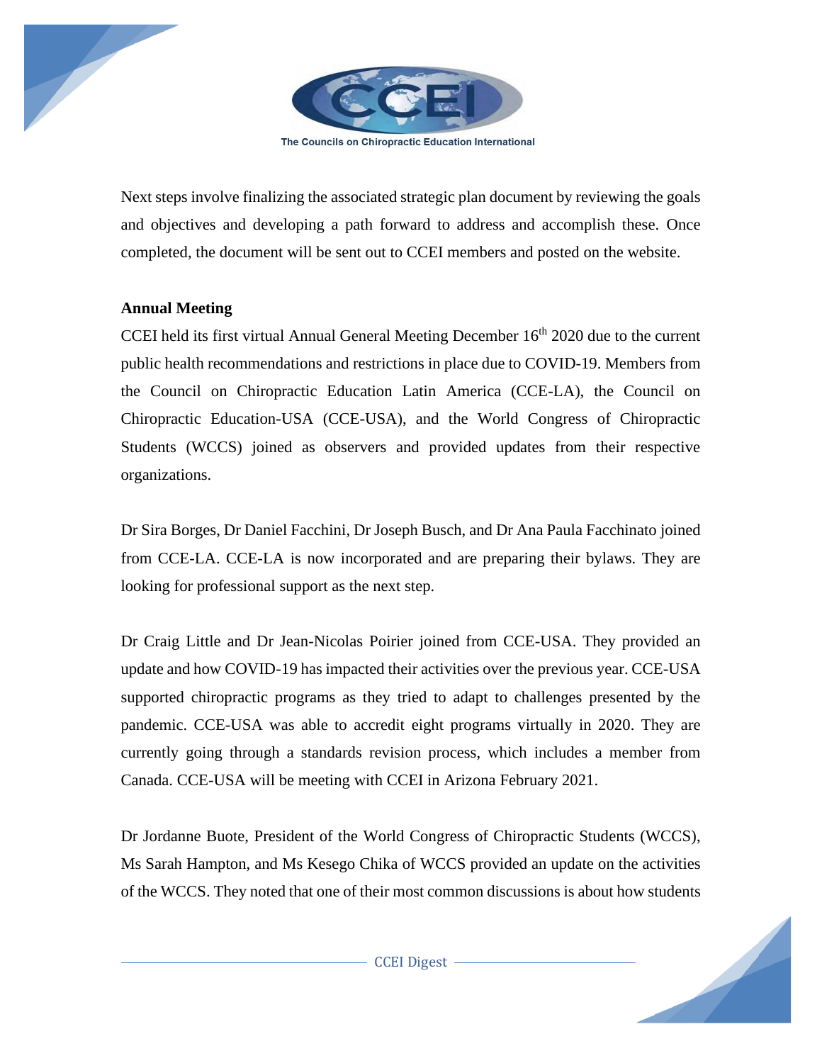Next steps involve finalizing the associated strategic plan document by reviewing the goals and objectives and developing a path forward to address and accomplish these. Once completed, the document will be sent out to CCEI members and posted on the website.

**Annual Meeting**

CCEI held its first virtual Annual General Meeting December 16th 2020 due to the current public health recommendations and restrictions in place due to COVID-19. Members from the Council on Chiropractic Education Latin America (CCE-LA), the Council on Chiropractic Education-USA (CCE-USA), and the World Congress of Chiropractic Students (WCCS) joined as observers and provided updates from their respective organizations.

Dr Sira Borges, Dr Daniel Facchini, Dr Joseph Busch, and Dr Ana Paula Facchinato joined from CCE-LA. CCE-LA is now incorporated and are preparing their bylaws. They are looking for professional support as the next step.

Dr Craig Little and Dr Jean-Nicolas Poirier joined from CCE-USA. They provided an update and how COVID-19 has impacted their activities over the previous year. CCE-USA supported chiropractic programs as they tried to adapt to challenges presented by the pandemic. CCE-USA was able to accredit eight programs virtually in 2020. They are currently going through a standards revision process, which includes a member from Canada. CCE-USA will be meeting with CCEI in Arizona February 2021.

Dr Jordanne Buote, President of the World Congress of Chiropractic Students (WCCS), Ms Sarah Hampton, and Ms Kesego Chika of WCCS provided an update on the activities of the WCCS. They noted that one of their most common discussions is about how students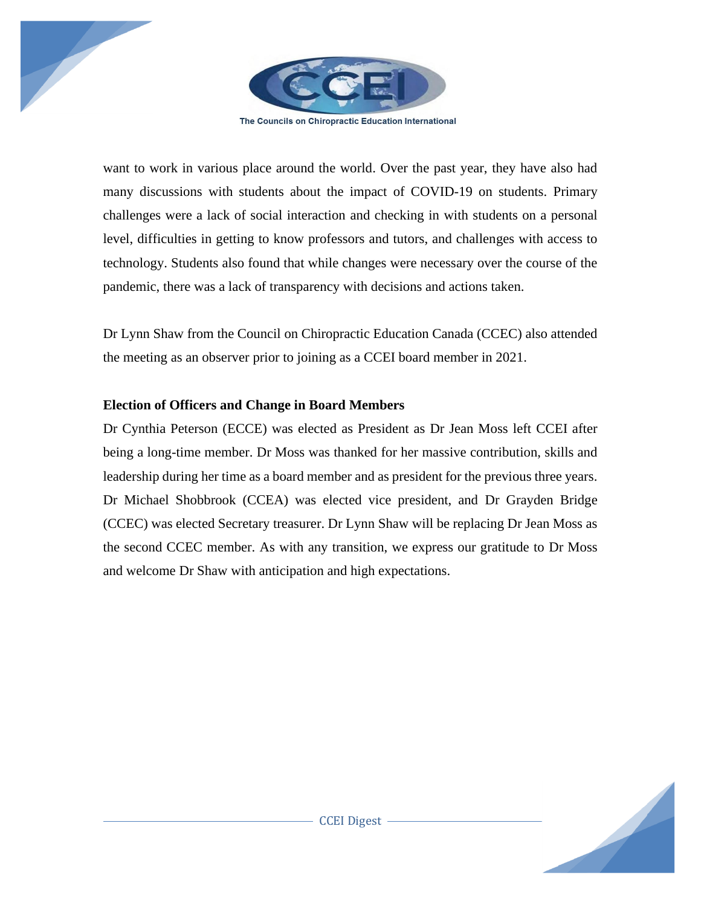want to work in various place around the world. Over the past year, they have also had many discussions with students about the impact of COVID-19 on students. Primary challenges were a lack of social interaction and checking in with students on a personal level, difficulties in getting to know professors and tutors, and challenges with access to technology. Students also found that while changes were necessary over the course of the pandemic, there was a lack of transparency with decisions and actions taken.

Dr Lynn Shaw from the Council on Chiropractic Education Canada (CCEC) also attended the meeting as an observer prior to joining as a CCEI board member in 2021.

**Election of Officers and Change in Board Members**

Dr Cynthia Peterson (ECCE) was elected as President as Dr Jean Moss left CCEI after being a long-time member. Dr Moss was thanked for her massive contribution, skills and leadership during her time as a board member and as president for the previous three years. Dr Michael Shobbrook (CCEA) was elected vice president, and Dr Grayden Bridge (CCEC) was elected Secretary treasurer. Dr Lynn Shaw will be replacing Dr Jean Moss as the second CCEC member. As with any transition, we express our gratitude to Dr Moss and welcome Dr Shaw with anticipation and high expectations.